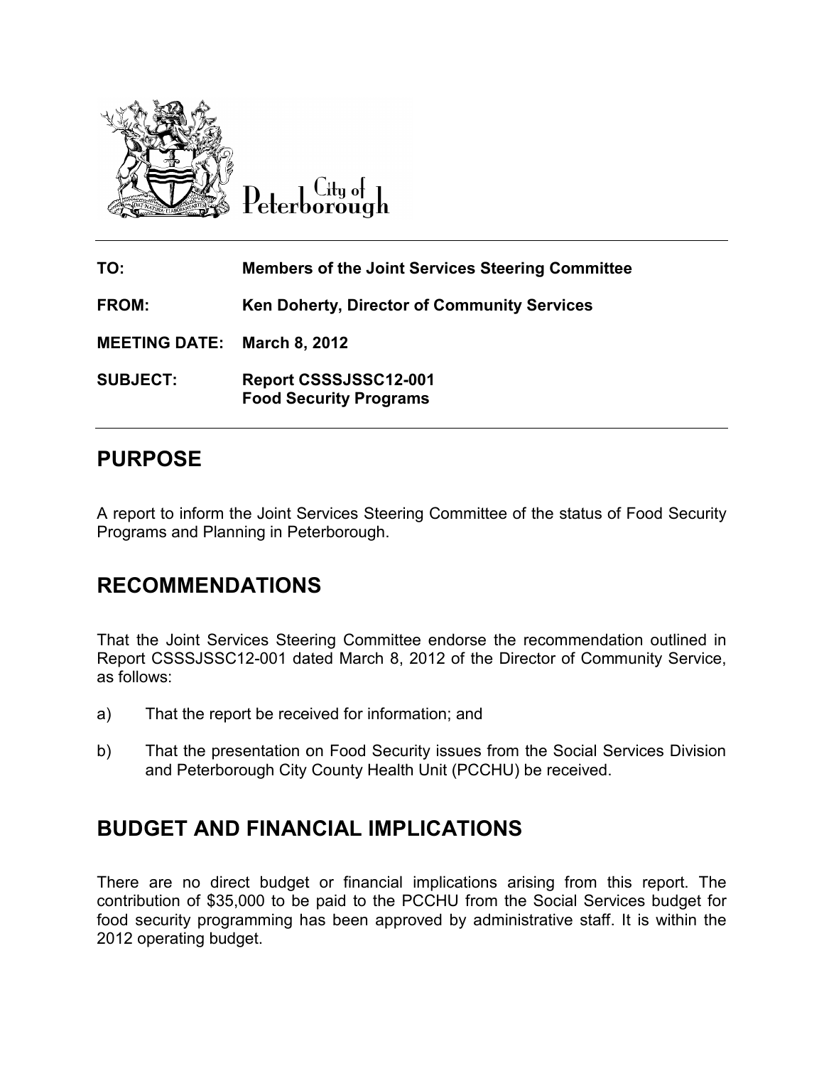City of Peterborough

| | |
|---|---|
| **TO:** | **Members of the Joint Services Steering Committee** |
| **FROM:** | **Ken Doherty, Director of Community Services** |
| **MEETING DATE:** | **March 8, 2012** |
| **SUBJECT:** | **Report CSSSJSSC12-001**<br>**Food Security Programs** |

## PURPOSE

A report to inform the Joint Services Steering Committee of the status of Food Security Programs and Planning in Peterborough.

## RECOMMENDATIONS

That the Joint Services Steering Committee endorse the recommendation outlined in Report CSSSJSSC12-001 dated March 8, 2012 of the Director of Community Service, as follows:

a) That the report be received for information; and

b) That the presentation on Food Security issues from the Social Services Division and Peterborough City County Health Unit (PCCHU) be received.

## BUDGET AND FINANCIAL IMPLICATIONS

There are no direct budget or financial implications arising from this report. The contribution of $35,000 to be paid to the PCCHU from the Social Services budget for food security programming has been approved by administrative staff. It is within the 2012 operating budget.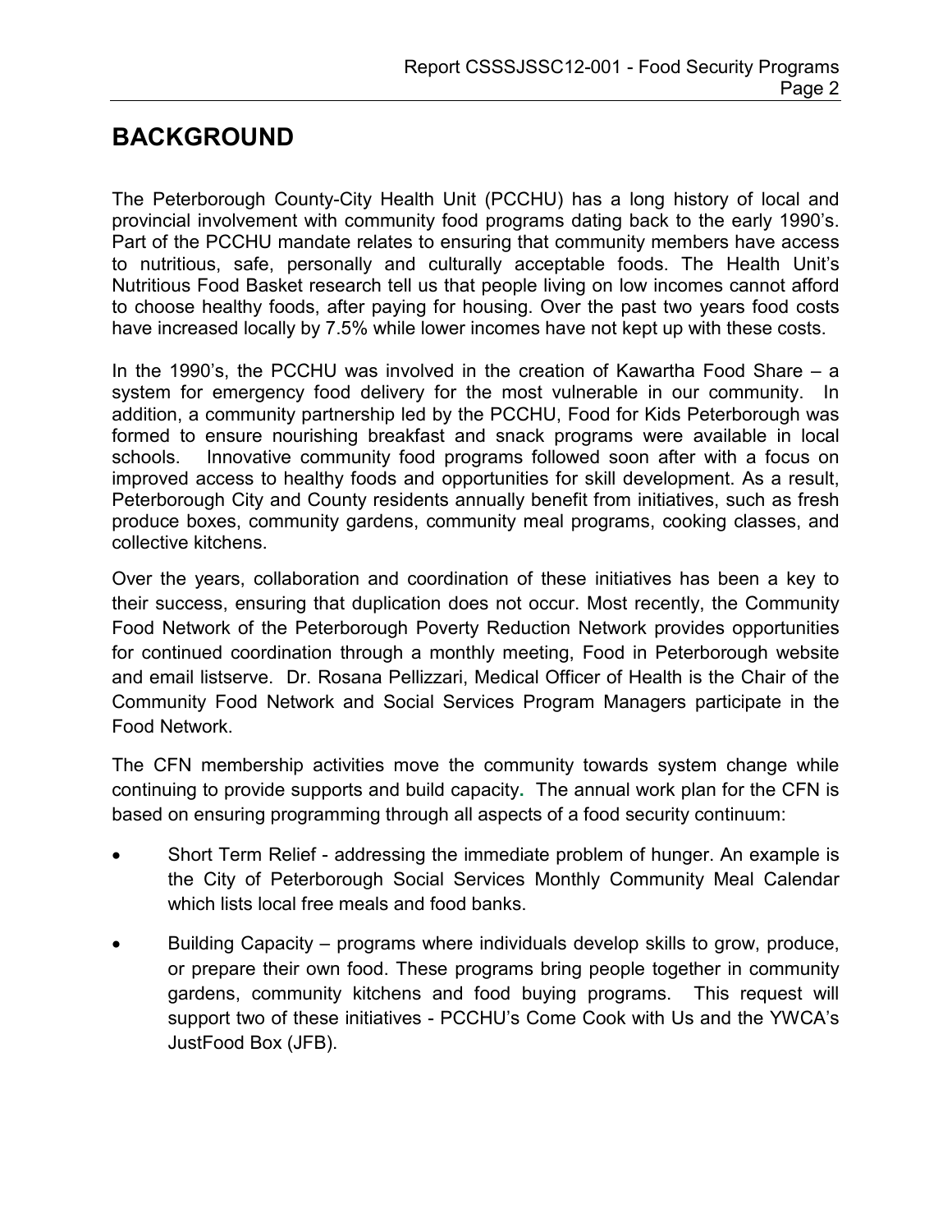# BACKGROUND

The Peterborough County-City Health Unit (PCCHU) has a long history of local and provincial involvement with community food programs dating back to the early 1990's. Part of the PCCHU mandate relates to ensuring that community members have access to nutritious, safe, personally and culturally acceptable foods. The Health Unit's Nutritious Food Basket research tell us that people living on low incomes cannot afford to choose healthy foods, after paying for housing. Over the past two years food costs have increased locally by 7.5% while lower incomes have not kept up with these costs.

In the 1990's, the PCCHU was involved in the creation of Kawartha Food Share – a system for emergency food delivery for the most vulnerable in our community. In addition, a community partnership led by the PCCHU, Food for Kids Peterborough was formed to ensure nourishing breakfast and snack programs were available in local schools. Innovative community food programs followed soon after with a focus on improved access to healthy foods and opportunities for skill development. As a result, Peterborough City and County residents annually benefit from initiatives, such as fresh produce boxes, community gardens, community meal programs, cooking classes, and collective kitchens.

Over the years, collaboration and coordination of these initiatives has been a key to their success, ensuring that duplication does not occur. Most recently, the Community Food Network of the Peterborough Poverty Reduction Network provides opportunities for continued coordination through a monthly meeting, Food in Peterborough website and email listserve. Dr. Rosana Pellizzari, Medical Officer of Health is the Chair of the Community Food Network and Social Services Program Managers participate in the Food Network.

The CFN membership activities move the community towards system change while continuing to provide supports and build capacity. The annual work plan for the CFN is based on ensuring programming through all aspects of a food security continuum:

- Short Term Relief - addressing the immediate problem of hunger. An example is the City of Peterborough Social Services Monthly Community Meal Calendar which lists local free meals and food banks.
- Building Capacity – programs where individuals develop skills to grow, produce, or prepare their own food. These programs bring people together in community gardens, community kitchens and food buying programs. This request will support two of these initiatives - PCCHU's Come Cook with Us and the YWCA's JustFood Box (JFB).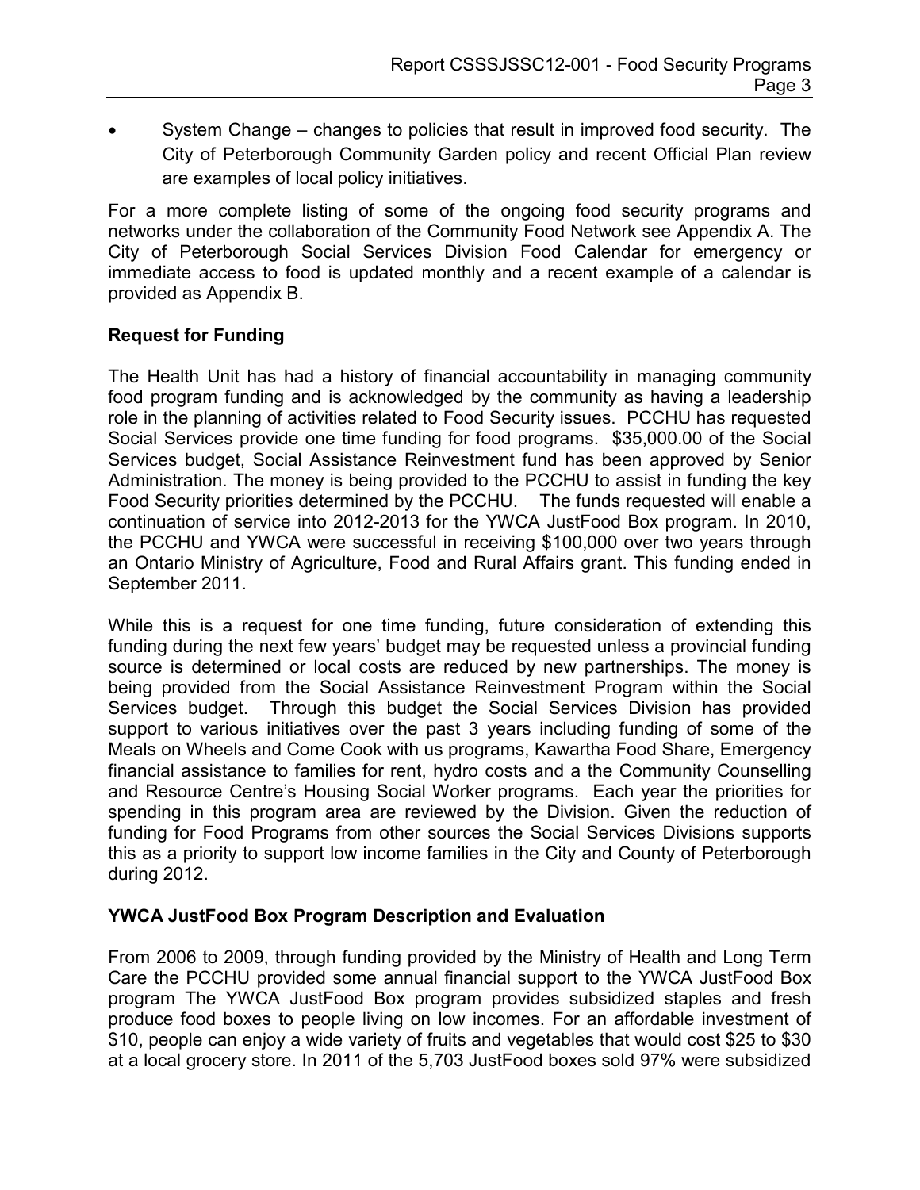- System Change – changes to policies that result in improved food security. The City of Peterborough Community Garden policy and recent Official Plan review are examples of local policy initiatives.

For a more complete listing of some of the ongoing food security programs and networks under the collaboration of the Community Food Network see Appendix A. The City of Peterborough Social Services Division Food Calendar for emergency or immediate access to food is updated monthly and a recent example of a calendar is provided as Appendix B.

**Request for Funding**

The Health Unit has had a history of financial accountability in managing community food program funding and is acknowledged by the community as having a leadership role in the planning of activities related to Food Security issues. PCCHU has requested Social Services provide one time funding for food programs. $35,000.00 of the Social Services budget, Social Assistance Reinvestment fund has been approved by Senior Administration. The money is being provided to the PCCHU to assist in funding the key Food Security priorities determined by the PCCHU. The funds requested will enable a continuation of service into 2012-2013 for the YWCA JustFood Box program. In 2010, the PCCHU and YWCA were successful in receiving $100,000 over two years through an Ontario Ministry of Agriculture, Food and Rural Affairs grant. This funding ended in September 2011.

While this is a request for one time funding, future consideration of extending this funding during the next few years' budget may be requested unless a provincial funding source is determined or local costs are reduced by new partnerships. The money is being provided from the Social Assistance Reinvestment Program within the Social Services budget. Through this budget the Social Services Division has provided support to various initiatives over the past 3 years including funding of some of the Meals on Wheels and Come Cook with us programs, Kawartha Food Share, Emergency financial assistance to families for rent, hydro costs and a the Community Counselling and Resource Centre's Housing Social Worker programs. Each year the priorities for spending in this program area are reviewed by the Division. Given the reduction of funding for Food Programs from other sources the Social Services Divisions supports this as a priority to support low income families in the City and County of Peterborough during 2012.

**YWCA JustFood Box Program Description and Evaluation**

From 2006 to 2009, through funding provided by the Ministry of Health and Long Term Care the PCCHU provided some annual financial support to the YWCA JustFood Box program The YWCA JustFood Box program provides subsidized staples and fresh produce food boxes to people living on low incomes. For an affordable investment of $10, people can enjoy a wide variety of fruits and vegetables that would cost $25 to $30 at a local grocery store. In 2011 of the 5,703 JustFood boxes sold 97% were subsidized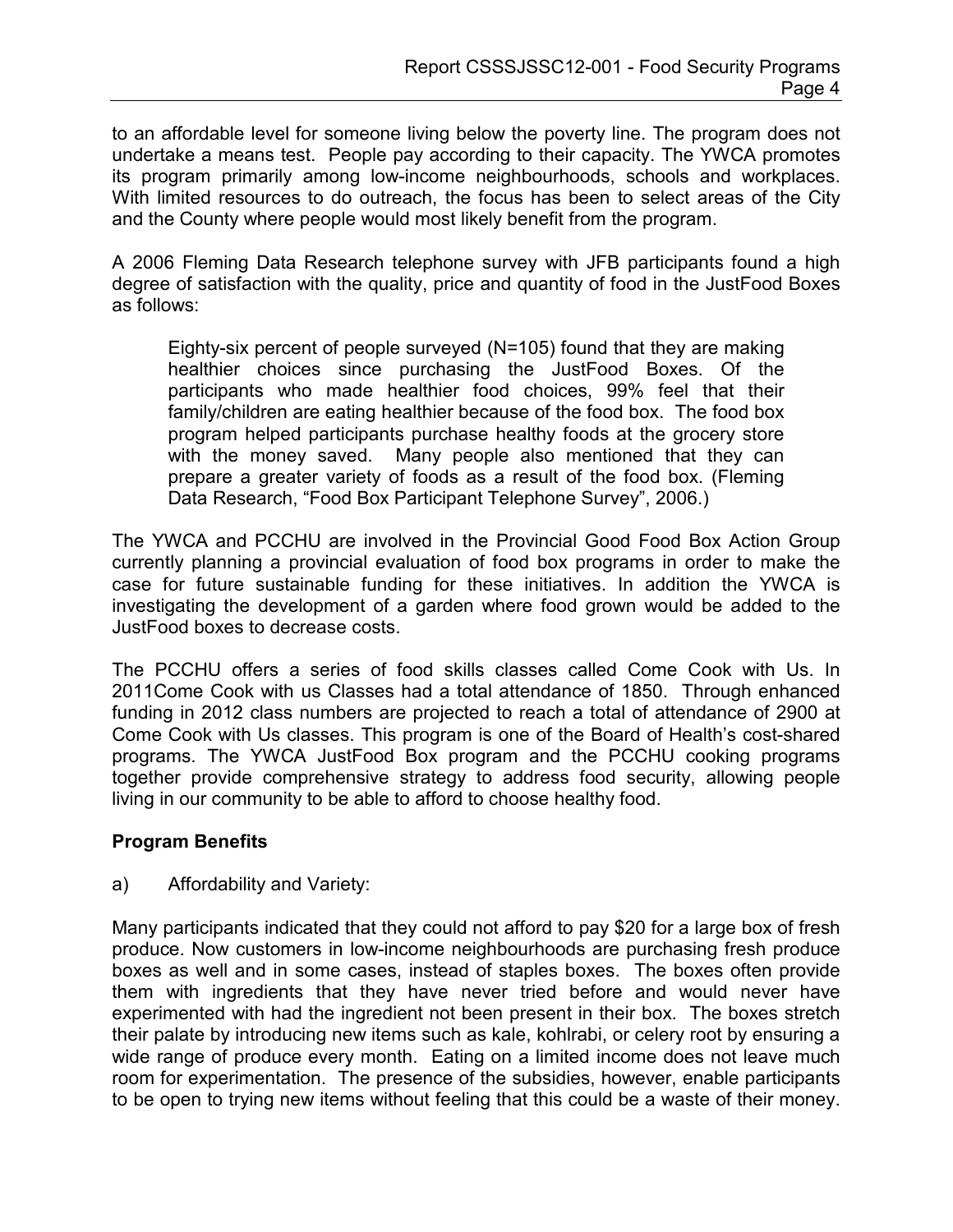to an affordable level for someone living below the poverty line. The program does not undertake a means test. People pay according to their capacity. The YWCA promotes its program primarily among low-income neighbourhoods, schools and workplaces. With limited resources to do outreach, the focus has been to select areas of the City and the County where people would most likely benefit from the program.

A 2006 Fleming Data Research telephone survey with JFB participants found a high degree of satisfaction with the quality, price and quantity of food in the JustFood Boxes as follows:

> Eighty-six percent of people surveyed (N=105) found that they are making healthier choices since purchasing the JustFood Boxes. Of the participants who made healthier food choices, 99% feel that their family/children are eating healthier because of the food box. The food box program helped participants purchase healthy foods at the grocery store with the money saved. Many people also mentioned that they can prepare a greater variety of foods as a result of the food box. (Fleming Data Research, "Food Box Participant Telephone Survey", 2006.)

The YWCA and PCCHU are involved in the Provincial Good Food Box Action Group currently planning a provincial evaluation of food box programs in order to make the case for future sustainable funding for these initiatives. In addition the YWCA is investigating the development of a garden where food grown would be added to the JustFood boxes to decrease costs.

The PCCHU offers a series of food skills classes called Come Cook with Us. In 2011Come Cook with us Classes had a total attendance of 1850. Through enhanced funding in 2012 class numbers are projected to reach a total of attendance of 2900 at Come Cook with Us classes. This program is one of the Board of Health's cost-shared programs. The YWCA JustFood Box program and the PCCHU cooking programs together provide comprehensive strategy to address food security, allowing people living in our community to be able to afford to choose healthy food.

**Program Benefits**

a) Affordability and Variety:

Many participants indicated that they could not afford to pay $20 for a large box of fresh produce. Now customers in low-income neighbourhoods are purchasing fresh produce boxes as well and in some cases, instead of staples boxes. The boxes often provide them with ingredients that they have never tried before and would never have experimented with had the ingredient not been present in their box. The boxes stretch their palate by introducing new items such as kale, kohlrabi, or celery root by ensuring a wide range of produce every month. Eating on a limited income does not leave much room for experimentation. The presence of the subsidies, however, enable participants to be open to trying new items without feeling that this could be a waste of their money.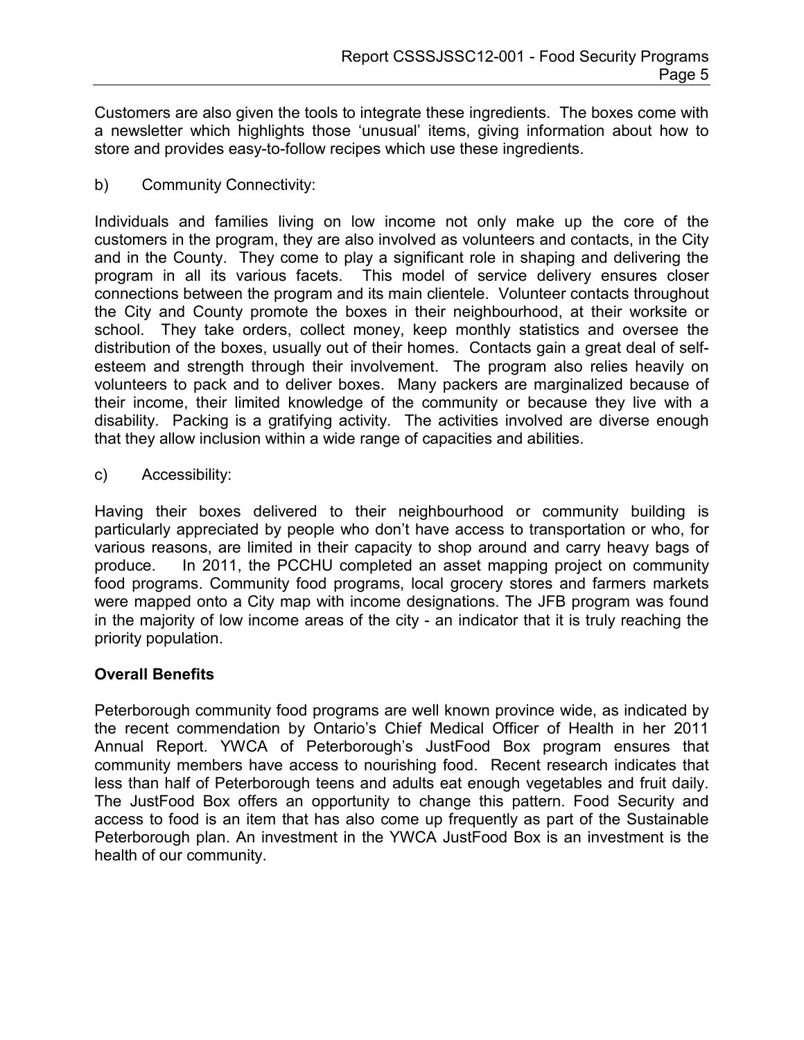Customers are also given the tools to integrate these ingredients. The boxes come with a newsletter which highlights those 'unusual' items, giving information about how to store and provides easy-to-follow recipes which use these ingredients.

b) Community Connectivity:

Individuals and families living on low income not only make up the core of the customers in the program, they are also involved as volunteers and contacts, in the City and in the County. They come to play a significant role in shaping and delivering the program in all its various facets. This model of service delivery ensures closer connections between the program and its main clientele. Volunteer contacts throughout the City and County promote the boxes in their neighbourhood, at their worksite or school. They take orders, collect money, keep monthly statistics and oversee the distribution of the boxes, usually out of their homes. Contacts gain a great deal of self-esteem and strength through their involvement. The program also relies heavily on volunteers to pack and to deliver boxes. Many packers are marginalized because of their income, their limited knowledge of the community or because they live with a disability. Packing is a gratifying activity. The activities involved are diverse enough that they allow inclusion within a wide range of capacities and abilities.

c) Accessibility:

Having their boxes delivered to their neighbourhood or community building is particularly appreciated by people who don't have access to transportation or who, for various reasons, are limited in their capacity to shop around and carry heavy bags of produce. In 2011, the PCCHU completed an asset mapping project on community food programs. Community food programs, local grocery stores and farmers markets were mapped onto a City map with income designations. The JFB program was found in the majority of low income areas of the city - an indicator that it is truly reaching the priority population.

**Overall Benefits**

Peterborough community food programs are well known province wide, as indicated by the recent commendation by Ontario's Chief Medical Officer of Health in her 2011 Annual Report. YWCA of Peterborough's JustFood Box program ensures that community members have access to nourishing food. Recent research indicates that less than half of Peterborough teens and adults eat enough vegetables and fruit daily. The JustFood Box offers an opportunity to change this pattern. Food Security and access to food is an item that has also come up frequently as part of the Sustainable Peterborough plan. An investment in the YWCA JustFood Box is an investment is the health of our community.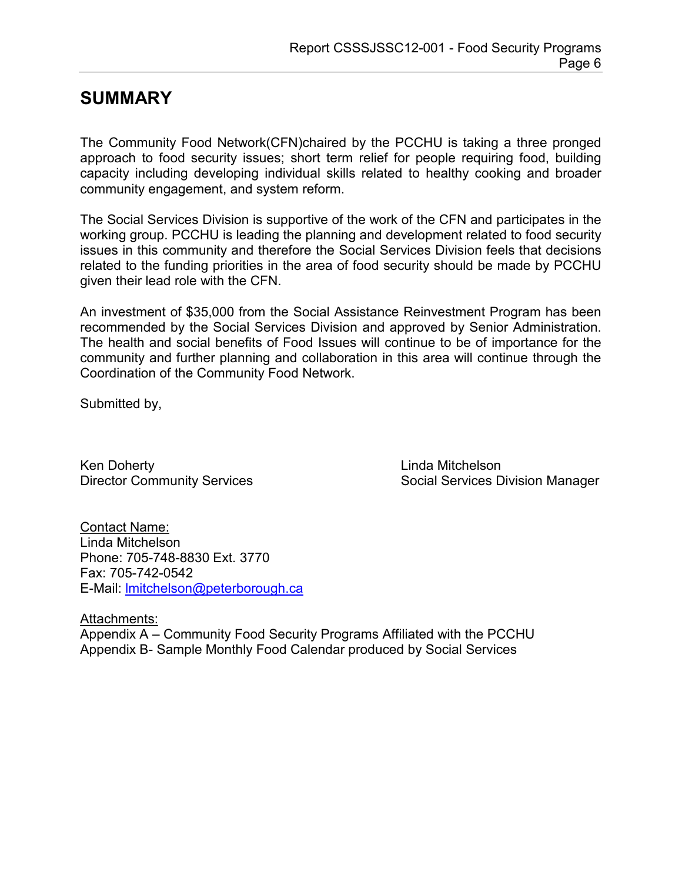# SUMMARY

The Community Food Network(CFN)chaired by the PCCHU is taking a three pronged approach to food security issues; short term relief for people requiring food, building capacity including developing individual skills related to healthy cooking and broader community engagement, and system reform.

The Social Services Division is supportive of the work of the CFN and participates in the working group. PCCHU is leading the planning and development related to food security issues in this community and therefore the Social Services Division feels that decisions related to the funding priorities in the area of food security should be made by PCCHU given their lead role with the CFN.

An investment of $35,000 from the Social Assistance Reinvestment Program has been recommended by the Social Services Division and approved by Senior Administration. The health and social benefits of Food Issues will continue to be of importance for the community and further planning and collaboration in this area will continue through the Coordination of the Community Food Network.

Submitted by,

Ken Doherty
Director Community Services

Linda Mitchelson
Social Services Division Manager

Contact Name:
Linda Mitchelson
Phone: 705-748-8830 Ext. 3770
Fax: 705-742-0542
E-Mail: lmitchelson@peterborough.ca

Attachments:
Appendix A – Community Food Security Programs Affiliated with the PCCHU
Appendix B- Sample Monthly Food Calendar produced by Social Services